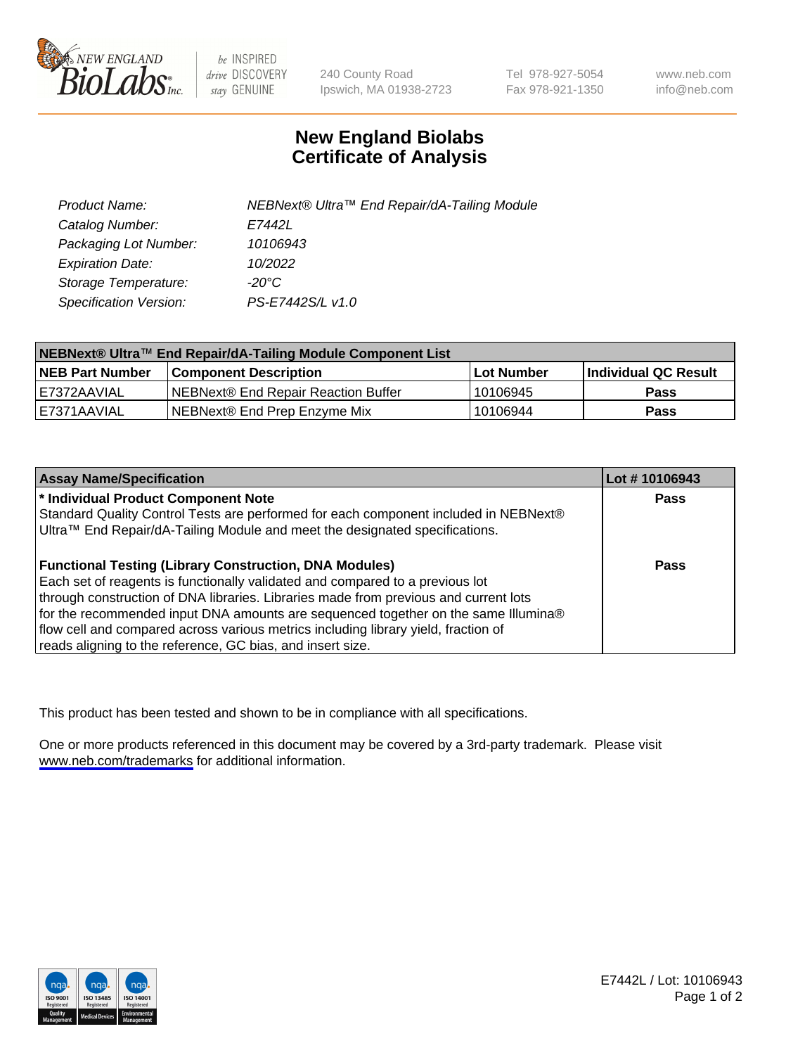# New England Biolabs Certificate of Analysis

| | |
|---|---|
| Product Name: | NEBNext® Ultra™ End Repair/dA-Tailing Module |
| Catalog Number: | E7442L |
| Packaging Lot Number: | 10106943 |
| Expiration Date: | 10/2022 |
| Storage Temperature: | -20°C |
| Specification Version: | PS-E7442S/L v1.0 |

| NEBNext® Ultra™ End Repair/dA-Tailing Module Component List | | | |
|---|---|---|---|
| **NEB Part Number** | **Component Description** | **Lot Number** | **Individual QC Result** |
| E7372AAVIAL | NEBNext® End Repair Reaction Buffer | 10106945 | Pass |
| E7371AAVIAL | NEBNext® End Prep Enzyme Mix | 10106944 | Pass |

| Assay Name/Specification | Lot # 10106943 |
|---|---|
| **\* Individual Product Component Note**<br>Standard Quality Control Tests are performed for each component included in NEBNext® Ultra™ End Repair/dA-Tailing Module and meet the designated specifications. | Pass |
| **Functional Testing (Library Construction, DNA Modules)**<br>Each set of reagents is functionally validated and compared to a previous lot through construction of DNA libraries. Libraries made from previous and current lots for the recommended input DNA amounts are sequenced together on the same Illumina® flow cell and compared across various metrics including library yield, fraction of reads aligning to the reference, GC bias, and insert size. | Pass |

This product has been tested and shown to be in compliance with all specifications.

One or more products referenced in this document may be covered by a 3rd-party trademark. Please visit www.neb.com/trademarks for additional information.

E7442L / Lot: 10106943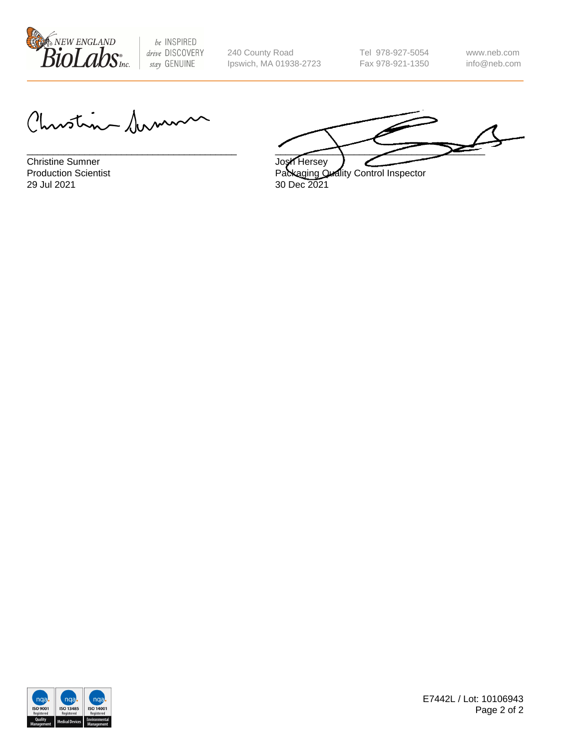Christine Sumner
Production Scientist
29 Jul 2021

Josh Hersey
Packaging Quality Control Inspector
30 Dec 2021

E7442L / Lot: 10106943